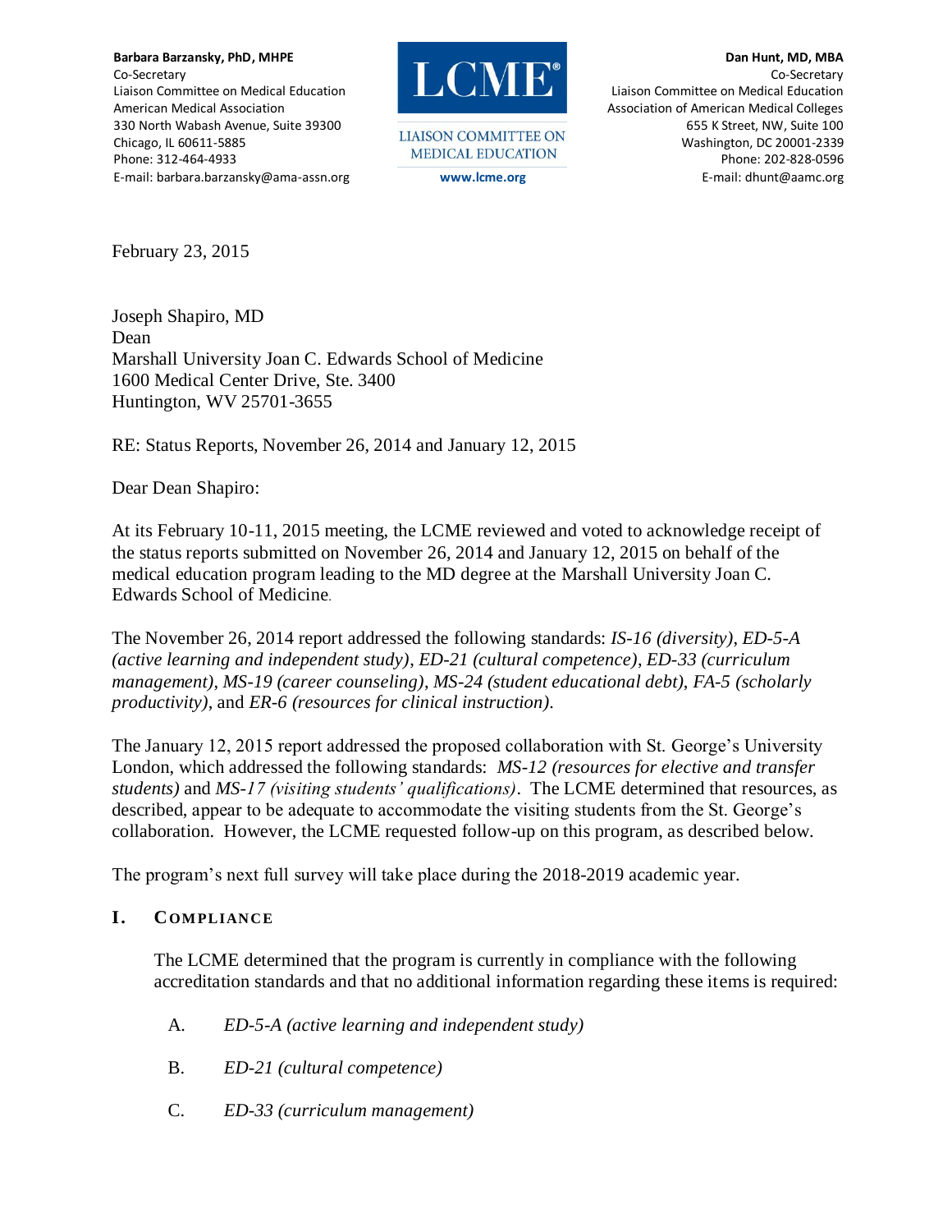**Barbara Barzansky, PhD, MHPE**
Co-Secretary
Liaison Committee on Medical Education
American Medical Association
330 North Wabash Avenue, Suite 39300
Chicago, IL 60611-5885
Phone: 312-464-4933
E-mail: barbara.barzansky@ama-assn.org

LCME®
LIAISON COMMITTEE ON MEDICAL EDUCATION
www.lcme.org

**Dan Hunt, MD, MBA**
Co-Secretary
Liaison Committee on Medical Education
Association of American Medical Colleges
655 K Street, NW, Suite 100
Washington, DC 20001-2339
Phone: 202-828-0596
E-mail: dhunt@aamc.org

February 23, 2015

Joseph Shapiro, MD
Dean
Marshall University Joan C. Edwards School of Medicine
1600 Medical Center Drive, Ste. 3400
Huntington, WV 25701-3655

RE: Status Reports, November 26, 2014 and January 12, 2015

Dear Dean Shapiro:

At its February 10-11, 2015 meeting, the LCME reviewed and voted to acknowledge receipt of the status reports submitted on November 26, 2014 and January 12, 2015 on behalf of the medical education program leading to the MD degree at the Marshall University Joan C. Edwards School of Medicine.

The November 26, 2014 report addressed the following standards: *IS-16 (diversity)*, *ED-5-A (active learning and independent study)*, *ED-21 (cultural competence)*, *ED-33 (curriculum management)*, *MS-19 (career counseling)*, *MS-24 (student educational debt)*, *FA-5 (scholarly productivity)*, and *ER-6 (resources for clinical instruction)*.

The January 12, 2015 report addressed the proposed collaboration with St. George's University London, which addressed the following standards: *MS-12 (resources for elective and transfer students)* and *MS-17 (visiting students' qualifications)*. The LCME determined that resources, as described, appear to be adequate to accommodate the visiting students from the St. George's collaboration. However, the LCME requested follow-up on this program, as described below.

The program's next full survey will take place during the 2018-2019 academic year.

## I. COMPLIANCE

The LCME determined that the program is currently in compliance with the following accreditation standards and that no additional information regarding these items is required:

A. *ED-5-A (active learning and independent study)*

B. *ED-21 (cultural competence)*

C. *ED-33 (curriculum management)*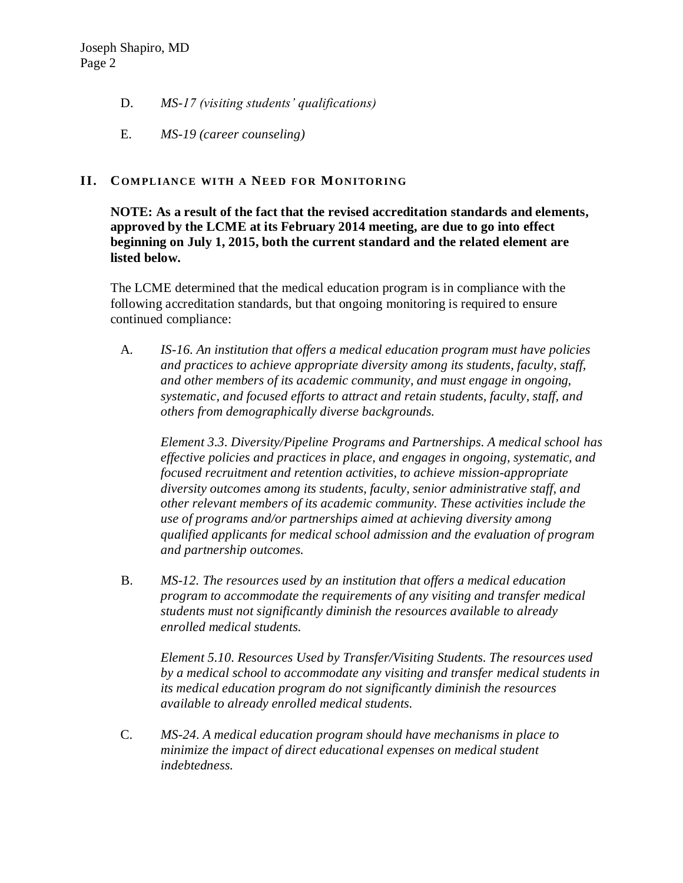D. *MS-17 (visiting students' qualifications)*

E. *MS-19 (career counseling)*

## II. Compliance with a Need for Monitoring

**NOTE: As a result of the fact that the revised accreditation standards and elements, approved by the LCME at its February 2014 meeting, are due to go into effect beginning on July 1, 2015, both the current standard and the related element are listed below.**

The LCME determined that the medical education program is in compliance with the following accreditation standards, but that ongoing monitoring is required to ensure continued compliance:

A. *IS-16. An institution that offers a medical education program must have policies and practices to achieve appropriate diversity among its students, faculty, staff, and other members of its academic community, and must engage in ongoing, systematic, and focused efforts to attract and retain students, faculty, staff, and others from demographically diverse backgrounds.*

*Element 3.3. Diversity/Pipeline Programs and Partnerships. A medical school has effective policies and practices in place, and engages in ongoing, systematic, and focused recruitment and retention activities, to achieve mission-appropriate diversity outcomes among its students, faculty, senior administrative staff, and other relevant members of its academic community. These activities include the use of programs and/or partnerships aimed at achieving diversity among qualified applicants for medical school admission and the evaluation of program and partnership outcomes.*

B. *MS-12. The resources used by an institution that offers a medical education program to accommodate the requirements of any visiting and transfer medical students must not significantly diminish the resources available to already enrolled medical students.*

*Element 5.10. Resources Used by Transfer/Visiting Students. The resources used by a medical school to accommodate any visiting and transfer medical students in its medical education program do not significantly diminish the resources available to already enrolled medical students.*

C. *MS-24. A medical education program should have mechanisms in place to minimize the impact of direct educational expenses on medical student indebtedness.*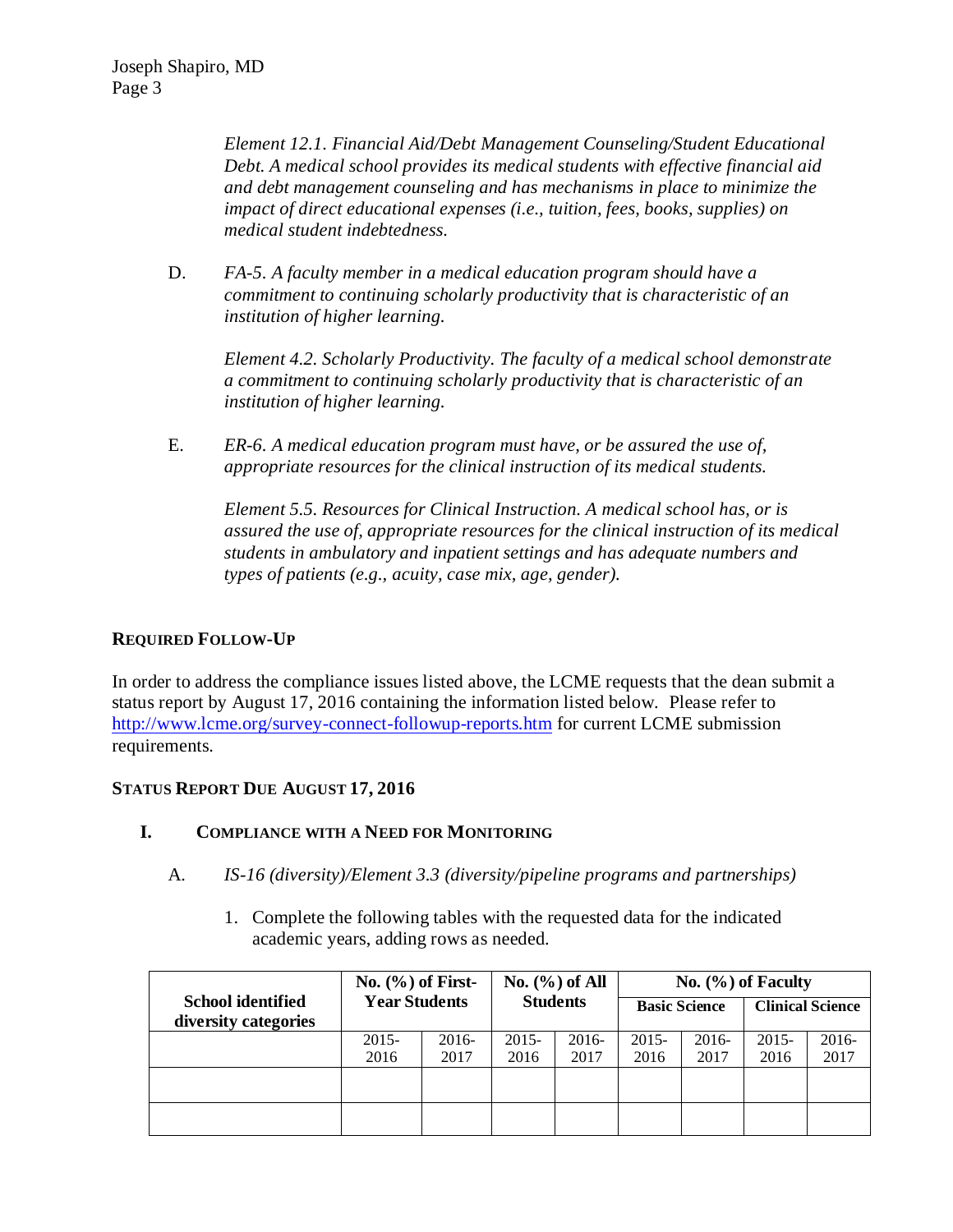*Element 12.1. Financial Aid/Debt Management Counseling/Student Educational Debt. A medical school provides its medical students with effective financial aid and debt management counseling and has mechanisms in place to minimize the impact of direct educational expenses (i.e., tuition, fees, books, supplies) on medical student indebtedness.*

D. *FA-5. A faculty member in a medical education program should have a commitment to continuing scholarly productivity that is characteristic of an institution of higher learning.*

*Element 4.2. Scholarly Productivity. The faculty of a medical school demonstrate a commitment to continuing scholarly productivity that is characteristic of an institution of higher learning.*

E. *ER-6. A medical education program must have, or be assured the use of, appropriate resources for the clinical instruction of its medical students.*

*Element 5.5. Resources for Clinical Instruction. A medical school has, or is assured the use of, appropriate resources for the clinical instruction of its medical students in ambulatory and inpatient settings and has adequate numbers and types of patients (e.g., acuity, case mix, age, gender).*

**REQUIRED FOLLOW-UP**

In order to address the compliance issues listed above, the LCME requests that the dean submit a status report by August 17, 2016 containing the information listed below. Please refer to http://www.lcme.org/survey-connect-followup-reports.htm for current LCME submission requirements.

**STATUS REPORT DUE AUGUST 17, 2016**

**I. COMPLIANCE WITH A NEED FOR MONITORING**

A. *IS-16 (diversity)/Element 3.3 (diversity/pipeline programs and partnerships)*

1. Complete the following tables with the requested data for the indicated academic years, adding rows as needed.

| School identified diversity categories | No. (%) of First-Year Students | | No. (%) of All Students | | No. (%) of Faculty | | | |
|---|---|---|---|---|---|---|---|---|
| | | | | | Basic Science | | Clinical Science | |
| | 2015-2016 | 2016-2017 | 2015-2016 | 2016-2017 | 2015-2016 | 2016-2017 | 2015-2016 | 2016-2017 |
| | | | | | | | | |
| | | | | | | | | |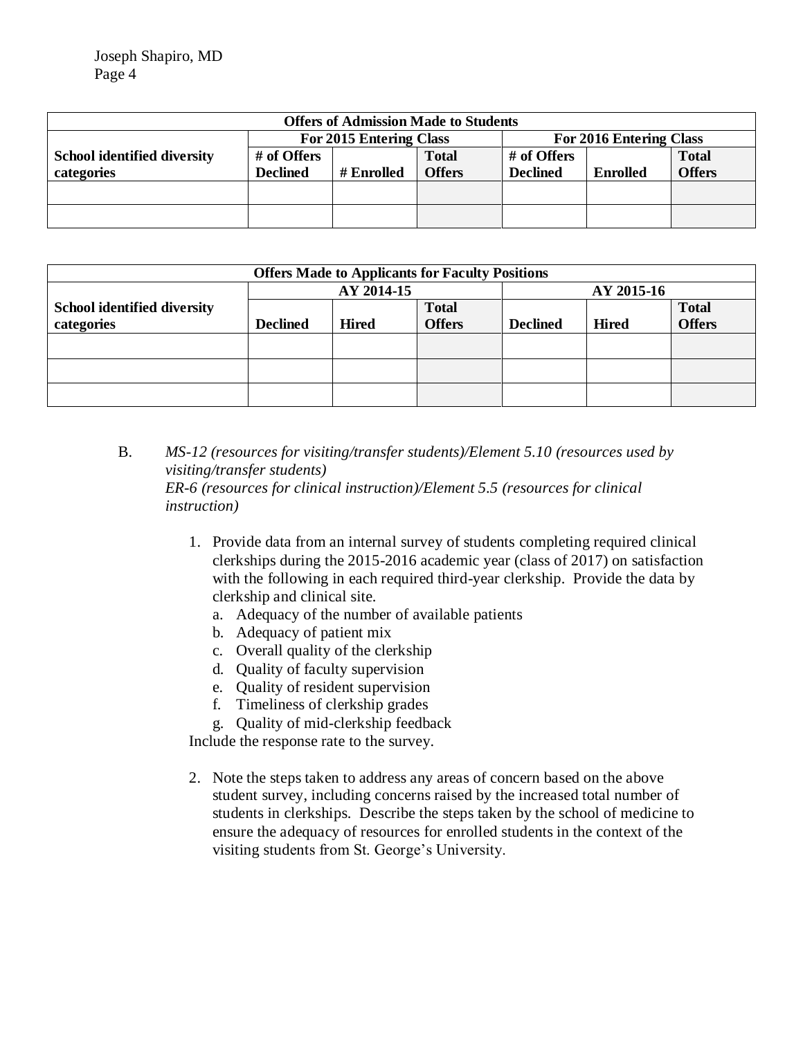| Offers of Admission Made to Students | | | | | | |
|---|---|---|---|---|---|---|
| | For 2015 Entering Class | | | For 2016 Entering Class | | |
| **School identified diversity categories** | **# of Offers Declined** | **# Enrolled** | **Total Offers** | **# of Offers Declined** | **Enrolled** | **Total Offers** |
| | | | | | | |
| | | | | | | |

| Offers Made to Applicants for Faculty Positions | | | | | | |
|---|---|---|---|---|---|---|
| | AY 2014-15 | | | AY 2015-16 | | |
| **School identified diversity categories** | **Declined** | **Hired** | **Total Offers** | **Declined** | **Hired** | **Total Offers** |
| | | | | | | |
| | | | | | | |
| | | | | | | |

B. *MS-12 (resources for visiting/transfer students)/Element 5.10 (resources used by visiting/transfer students)*
*ER-6 (resources for clinical instruction)/Element 5.5 (resources for clinical instruction)*

1. Provide data from an internal survey of students completing required clinical clerkships during the 2015-2016 academic year (class of 2017) on satisfaction with the following in each required third-year clerkship. Provide the data by clerkship and clinical site.
   a. Adequacy of the number of available patients
   b. Adequacy of patient mix
   c. Overall quality of the clerkship
   d. Quality of faculty supervision
   e. Quality of resident supervision
   f. Timeliness of clerkship grades
   g. Quality of mid-clerkship feedback

   Include the response rate to the survey.

2. Note the steps taken to address any areas of concern based on the above student survey, including concerns raised by the increased total number of students in clerkships. Describe the steps taken by the school of medicine to ensure the adequacy of resources for enrolled students in the context of the visiting students from St. George's University.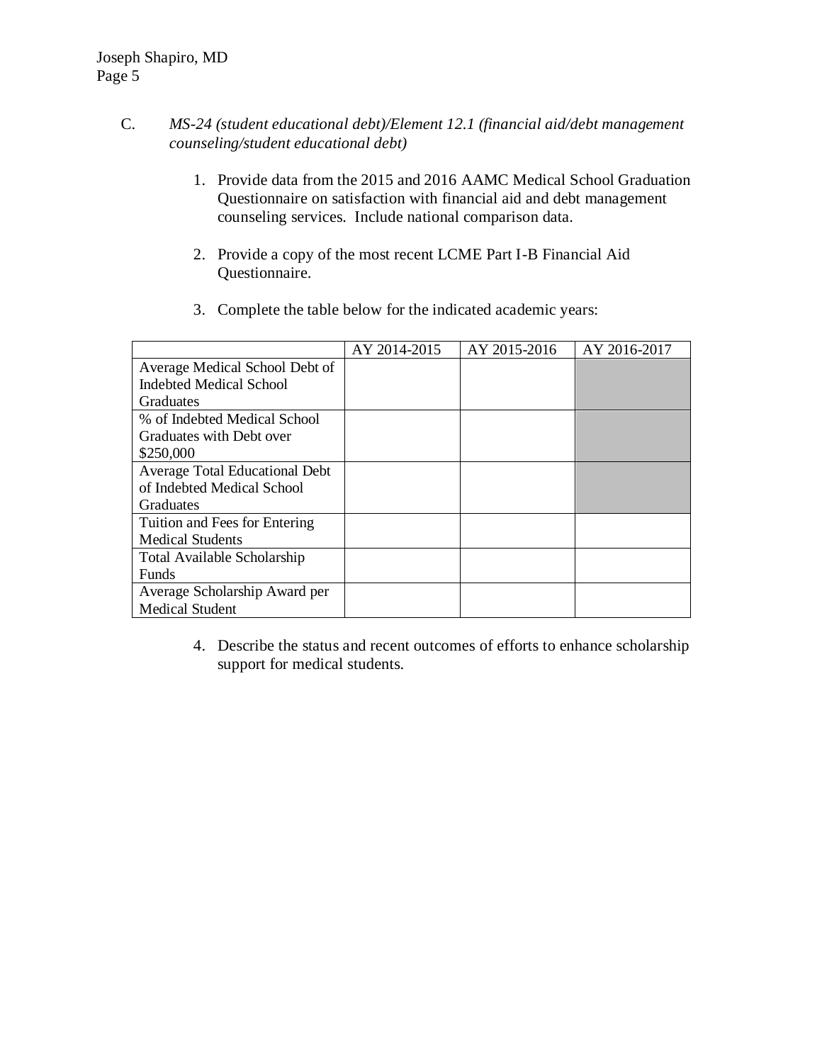C. *MS-24 (student educational debt)/Element 12.1 (financial aid/debt management counseling/student educational debt)*

1. Provide data from the 2015 and 2016 AAMC Medical School Graduation Questionnaire on satisfaction with financial aid and debt management counseling services. Include national comparison data.

2. Provide a copy of the most recent LCME Part I-B Financial Aid Questionnaire.

3. Complete the table below for the indicated academic years:

| | AY 2014-2015 | AY 2015-2016 | AY 2016-2017 |
|---|---|---|---|
| Average Medical School Debt of Indebted Medical School Graduates | | | |
| % of Indebted Medical School Graduates with Debt over $250,000 | | | |
| Average Total Educational Debt of Indebted Medical School Graduates | | | |
| Tuition and Fees for Entering Medical Students | | | |
| Total Available Scholarship Funds | | | |
| Average Scholarship Award per Medical Student | | | |

4. Describe the status and recent outcomes of efforts to enhance scholarship support for medical students.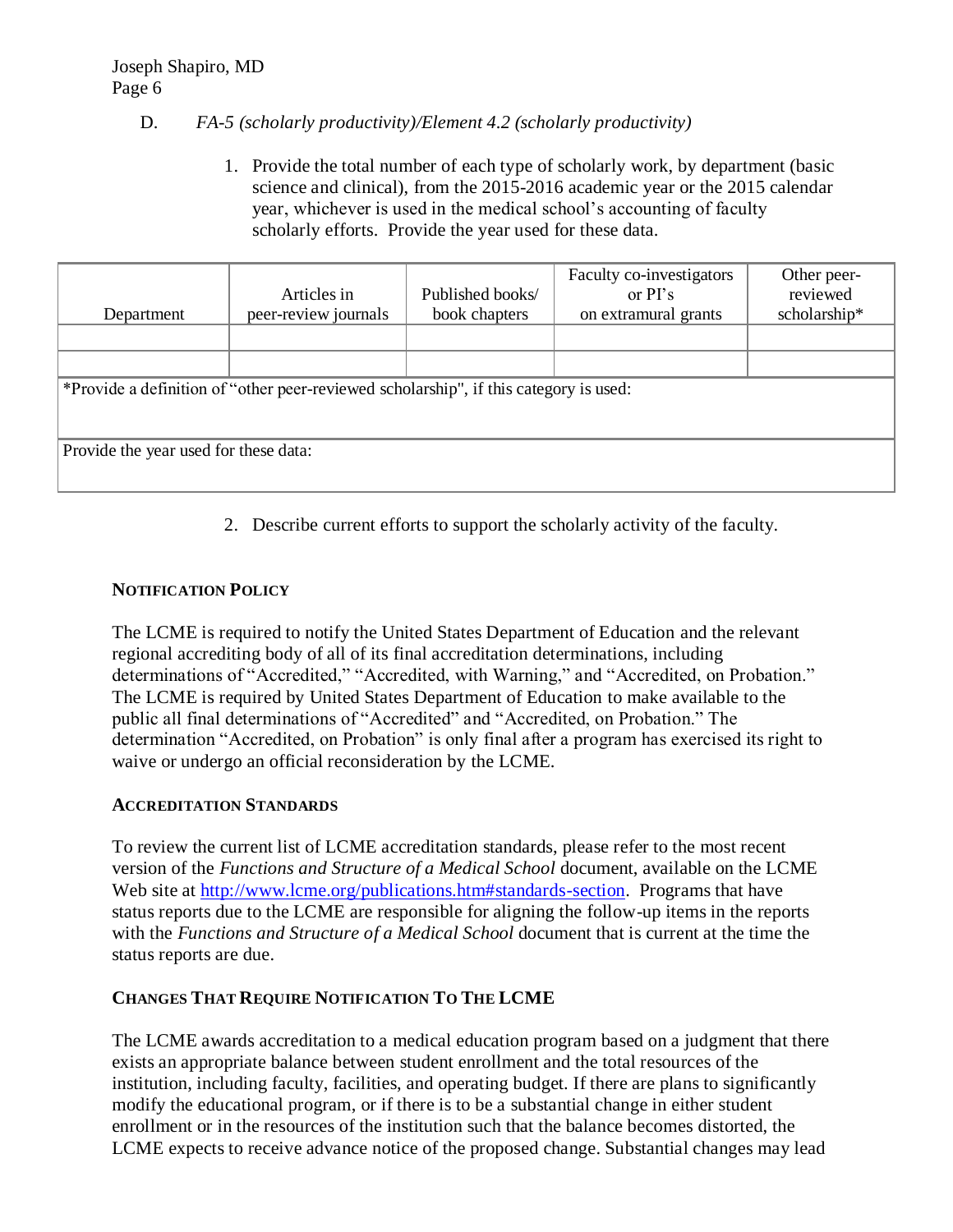D. *FA-5 (scholarly productivity)/Element 4.2 (scholarly productivity)*

1. Provide the total number of each type of scholarly work, by department (basic science and clinical), from the 2015-2016 academic year or the 2015 calendar year, whichever is used in the medical school's accounting of faculty scholarly efforts. Provide the year used for these data.

| Department | Articles in peer-review journals | Published books/ book chapters | Faculty co-investigators or PI's on extramural grants | Other peer-reviewed scholarship* |
|---|---|---|---|---|
| | | | | |
| | | | | |
| *Provide a definition of "other peer-reviewed scholarship", if this category is used: | | | | |
| Provide the year used for these data: | | | | |

2. Describe current efforts to support the scholarly activity of the faculty.

**NOTIFICATION POLICY**

The LCME is required to notify the United States Department of Education and the relevant regional accrediting body of all of its final accreditation determinations, including determinations of "Accredited," "Accredited, with Warning," and "Accredited, on Probation." The LCME is required by United States Department of Education to make available to the public all final determinations of "Accredited" and "Accredited, on Probation." The determination "Accredited, on Probation" is only final after a program has exercised its right to waive or undergo an official reconsideration by the LCME.

**ACCREDITATION STANDARDS**

To review the current list of LCME accreditation standards, please refer to the most recent version of the *Functions and Structure of a Medical School* document, available on the LCME Web site at http://www.lcme.org/publications.htm#standards-section. Programs that have status reports due to the LCME are responsible for aligning the follow-up items in the reports with the *Functions and Structure of a Medical School* document that is current at the time the status reports are due.

**CHANGES THAT REQUIRE NOTIFICATION TO THE LCME**

The LCME awards accreditation to a medical education program based on a judgment that there exists an appropriate balance between student enrollment and the total resources of the institution, including faculty, facilities, and operating budget. If there are plans to significantly modify the educational program, or if there is to be a substantial change in either student enrollment or in the resources of the institution such that the balance becomes distorted, the LCME expects to receive advance notice of the proposed change. Substantial changes may lead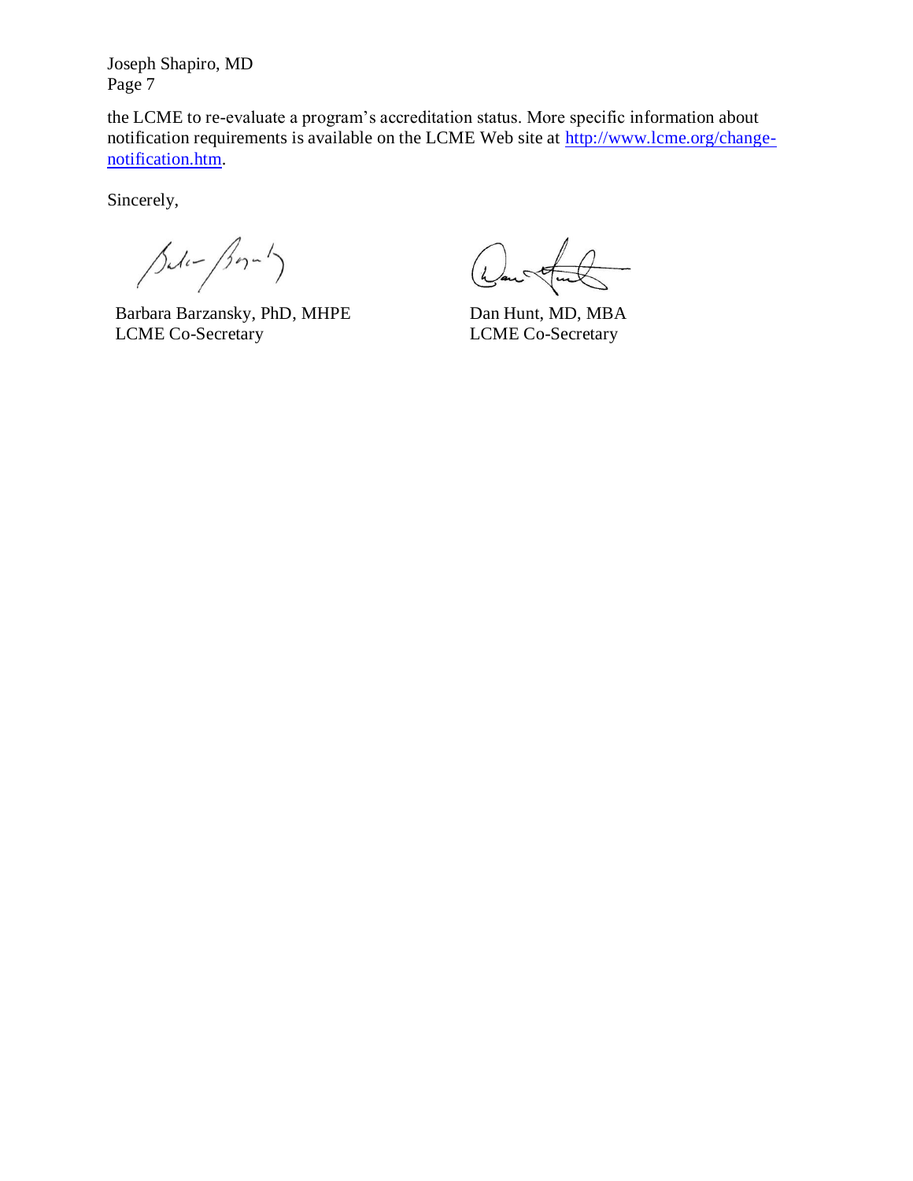the LCME to re-evaluate a program's accreditation status. More specific information about notification requirements is available on the LCME Web site at [http://www.lcme.org/change-notification.htm](http://www.lcme.org/change-notification.htm).

Sincerely,

| | |
|---|---|
| Barbara Barzansky, PhD, MHPE | Dan Hunt, MD, MBA |
| LCME Co-Secretary | LCME Co-Secretary |